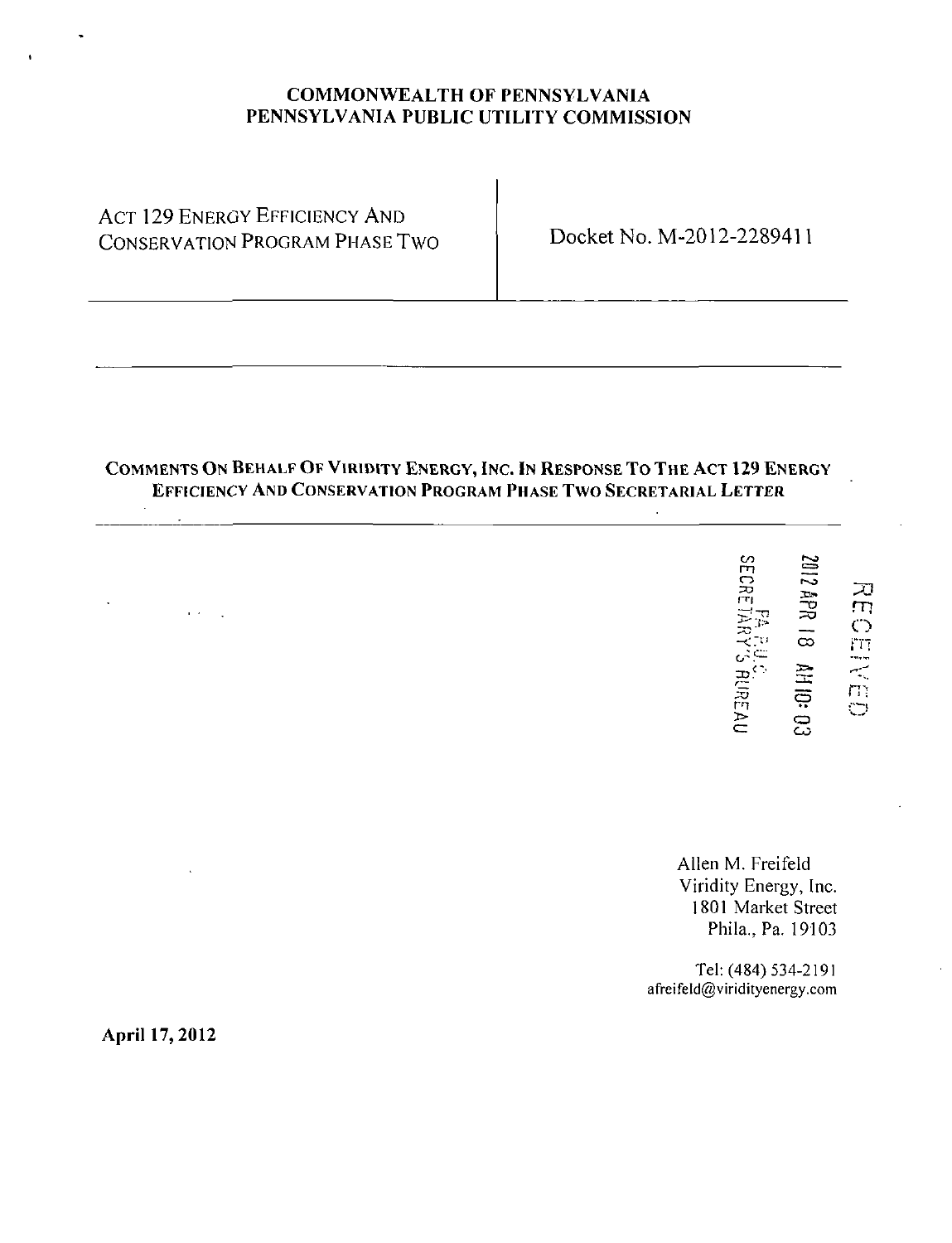**COMMONWEALTH OF PENNSYLVANIA**
**PENNSYLVANIA PUBLIC UTILITY COMMISSION**

| ACT 129 ENERGY EFFICIENCY AND CONSERVATION PROGRAM PHASE TWO | Docket No. M-2012-2289411 |
| --- | --- |

**COMMENTS ON BEHALF OF VIRIDITY ENERGY, INC. IN RESPONSE TO THE ACT 129 ENERGY EFFICIENCY AND CONSERVATION PROGRAM PHASE TWO SECRETARIAL LETTER**

RECEIVED
2012 APR 18 AM 10:03
PA P.U.C.
SECRETARY'S BUREAU

Allen M. Freifeld
Viridity Energy, Inc.
1801 Market Street
Phila., Pa. 19103

Tel: (484) 534-2191
afreifeld@viridityenergy.com

**April 17, 2012**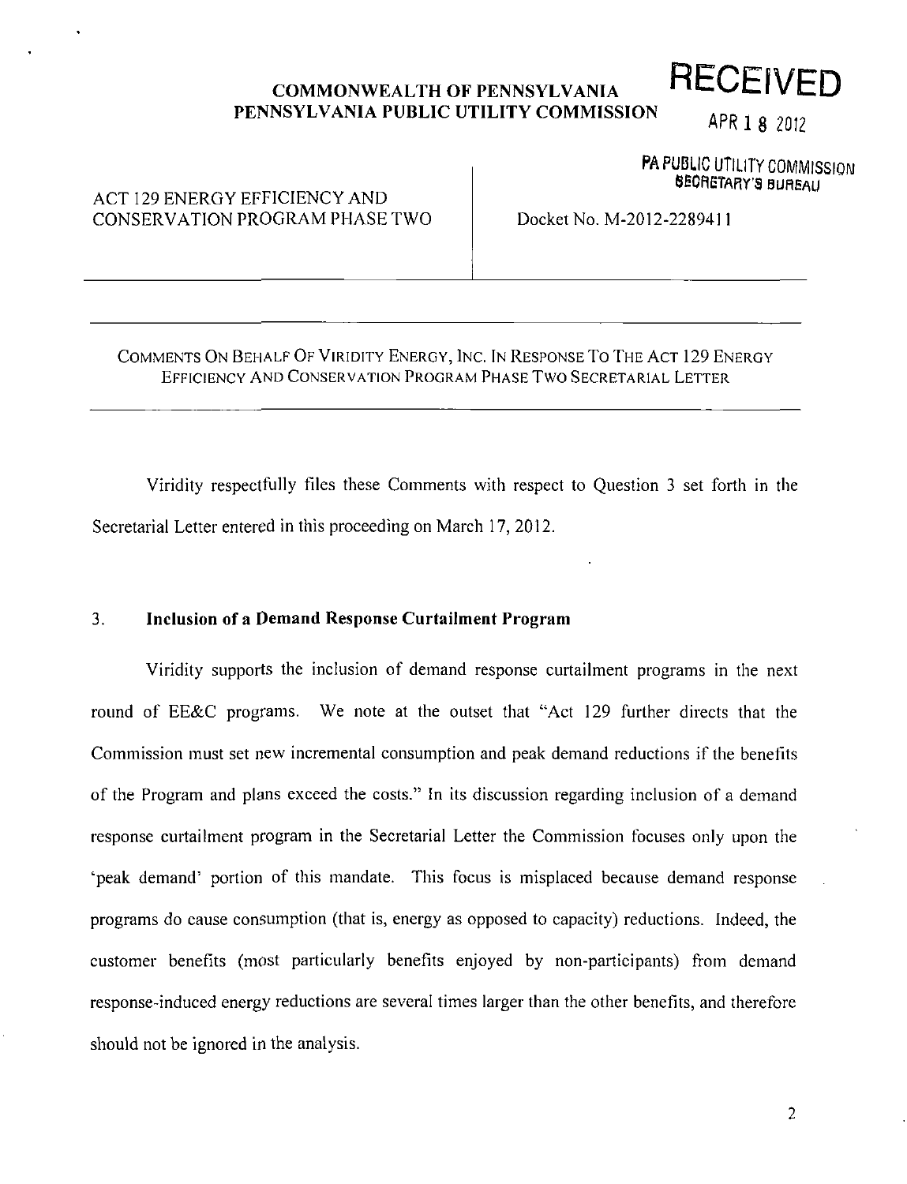**COMMONWEALTH OF PENNSYLVANIA**
**PENNSYLVANIA PUBLIC UTILITY COMMISSION**

RECEIVED

APR 18 2012

PA PUBLIC UTILITY COMMISSION
SECRETARY'S BUREAU

| ACT 129 ENERGY EFFICIENCY AND CONSERVATION PROGRAM PHASE TWO | Docket No. M-2012-2289411 |
|---|---|

COMMENTS ON BEHALF OF VIRIDITY ENERGY, INC. IN RESPONSE TO THE ACT 129 ENERGY EFFICIENCY AND CONSERVATION PROGRAM PHASE TWO SECRETARIAL LETTER

Viridity respectfully files these Comments with respect to Question 3 set forth in the Secretarial Letter entered in this proceeding on March 17, 2012.

## 3. Inclusion of a Demand Response Curtailment Program

Viridity supports the inclusion of demand response curtailment programs in the next round of EE&C programs. We note at the outset that "Act 129 further directs that the Commission must set new incremental consumption and peak demand reductions if the benefits of the Program and plans exceed the costs." In its discussion regarding inclusion of a demand response curtailment program in the Secretarial Letter the Commission focuses only upon the 'peak demand' portion of this mandate. This focus is misplaced because demand response programs do cause consumption (that is, energy as opposed to capacity) reductions. Indeed, the customer benefits (most particularly benefits enjoyed by non-participants) from demand response-induced energy reductions are several times larger than the other benefits, and therefore should not be ignored in the analysis.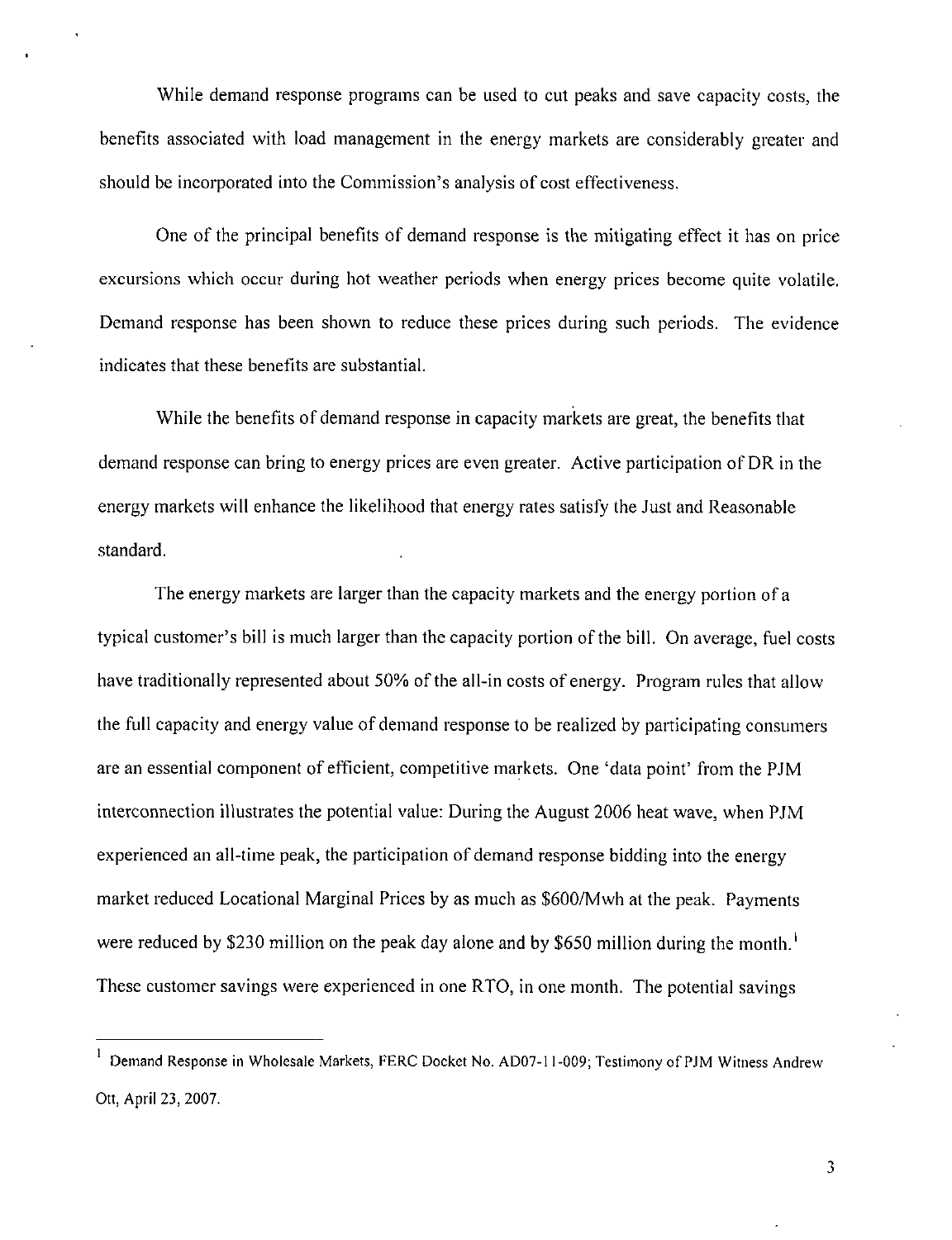While demand response programs can be used to cut peaks and save capacity costs, the benefits associated with load management in the energy markets are considerably greater and should be incorporated into the Commission's analysis of cost effectiveness.

One of the principal benefits of demand response is the mitigating effect it has on price excursions which occur during hot weather periods when energy prices become quite volatile. Demand response has been shown to reduce these prices during such periods. The evidence indicates that these benefits are substantial.

While the benefits of demand response in capacity markets are great, the benefits that demand response can bring to energy prices are even greater. Active participation of DR in the energy markets will enhance the likelihood that energy rates satisfy the Just and Reasonable standard.

The energy markets are larger than the capacity markets and the energy portion of a typical customer's bill is much larger than the capacity portion of the bill. On average, fuel costs have traditionally represented about 50% of the all-in costs of energy. Program rules that allow the full capacity and energy value of demand response to be realized by participating consumers are an essential component of efficient, competitive markets. One 'data point' from the PJM interconnection illustrates the potential value: During the August 2006 heat wave, when PJM experienced an all-time peak, the participation of demand response bidding into the energy market reduced Locational Marginal Prices by as much as $600/Mwh at the peak. Payments were reduced by $230 million on the peak day alone and by $650 million during the month.[1] These customer savings were experienced in one RTO, in one month. The potential savings

[1] Demand Response in Wholesale Markets, FERC Docket No. AD07-11-009; Testimony of PJM Witness Andrew Ott, April 23, 2007.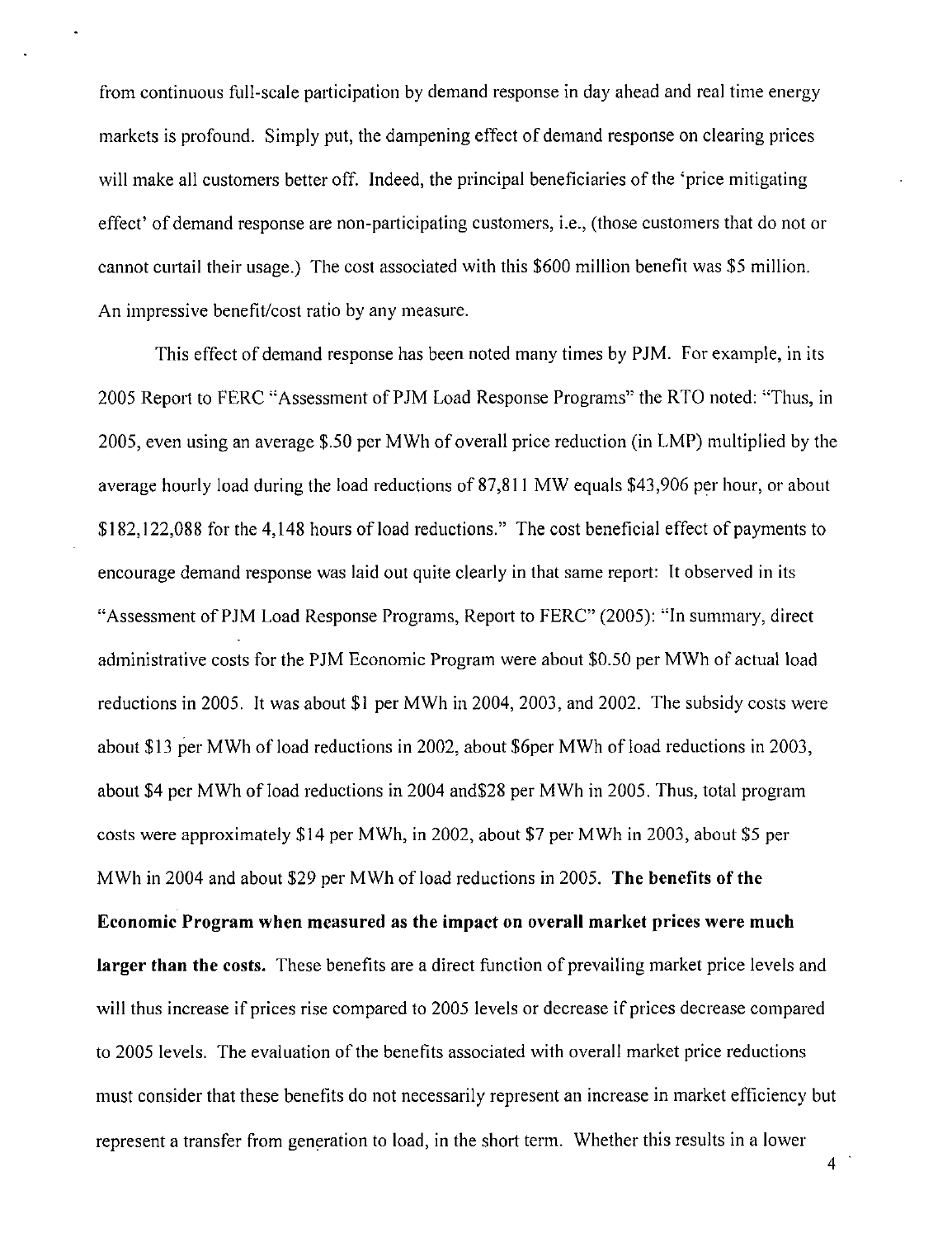from continuous full-scale participation by demand response in day ahead and real time energy markets is profound. Simply put, the dampening effect of demand response on clearing prices will make all customers better off. Indeed, the principal beneficiaries of the 'price mitigating effect' of demand response are non-participating customers, i.e., (those customers that do not or cannot curtail their usage.) The cost associated with this $600 million benefit was $5 million. An impressive benefit/cost ratio by any measure.

This effect of demand response has been noted many times by PJM. For example, in its 2005 Report to FERC "Assessment of PJM Load Response Programs" the RTO noted: "Thus, in 2005, even using an average $.50 per MWh of overall price reduction (in LMP) multiplied by the average hourly load during the load reductions of 87,811 MW equals $43,906 per hour, or about $182,122,088 for the 4,148 hours of load reductions." The cost beneficial effect of payments to encourage demand response was laid out quite clearly in that same report: It observed in its "Assessment of PJM Load Response Programs, Report to FERC" (2005): "In summary, direct administrative costs for the PJM Economic Program were about $0.50 per MWh of actual load reductions in 2005. It was about $1 per MWh in 2004, 2003, and 2002. The subsidy costs were about $13 per MWh of load reductions in 2002, about $6per MWh of load reductions in 2003, about $4 per MWh of load reductions in 2004 and$28 per MWh in 2005. Thus, total program costs were approximately $14 per MWh, in 2002, about $7 per MWh in 2003, about $5 per MWh in 2004 and about $29 per MWh of load reductions in 2005. **The benefits of the Economic Program when measured as the impact on overall market prices were much larger than the costs.** These benefits are a direct function of prevailing market price levels and will thus increase if prices rise compared to 2005 levels or decrease if prices decrease compared to 2005 levels. The evaluation of the benefits associated with overall market price reductions must consider that these benefits do not necessarily represent an increase in market efficiency but represent a transfer from generation to load, in the short term. Whether this results in a lower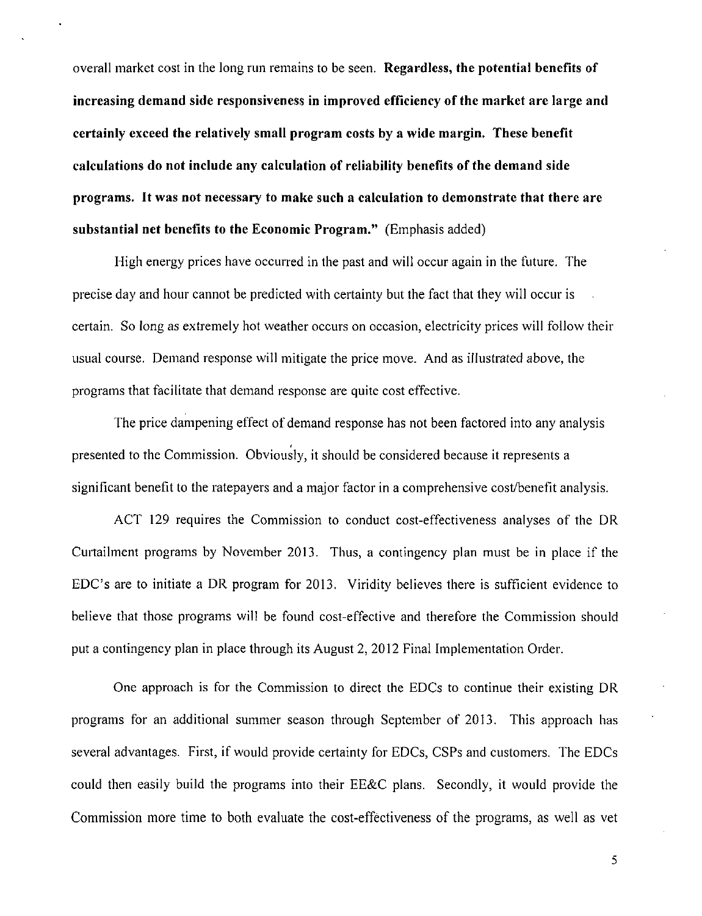overall market cost in the long run remains to be seen. **Regardless, the potential benefits of increasing demand side responsiveness in improved efficiency of the market are large and certainly exceed the relatively small program costs by a wide margin. These benefit calculations do not include any calculation of reliability benefits of the demand side programs. It was not necessary to make such a calculation to demonstrate that there are substantial net benefits to the Economic Program."** (Emphasis added)

High energy prices have occurred in the past and will occur again in the future. The precise day and hour cannot be predicted with certainty but the fact that they will occur is certain. So long as extremely hot weather occurs on occasion, electricity prices will follow their usual course. Demand response will mitigate the price move. And as illustrated above, the programs that facilitate that demand response are quite cost effective.

The price dampening effect of demand response has not been factored into any analysis presented to the Commission. Obviously, it should be considered because it represents a significant benefit to the ratepayers and a major factor in a comprehensive cost/benefit analysis.

ACT 129 requires the Commission to conduct cost-effectiveness analyses of the DR Curtailment programs by November 2013. Thus, a contingency plan must be in place if the EDC's are to initiate a DR program for 2013. Viridity believes there is sufficient evidence to believe that those programs will be found cost-effective and therefore the Commission should put a contingency plan in place through its August 2, 2012 Final Implementation Order.

One approach is for the Commission to direct the EDCs to continue their existing DR programs for an additional summer season through September of 2013. This approach has several advantages. First, if would provide certainty for EDCs, CSPs and customers. The EDCs could then easily build the programs into their EE&C plans. Secondly, it would provide the Commission more time to both evaluate the cost-effectiveness of the programs, as well as vet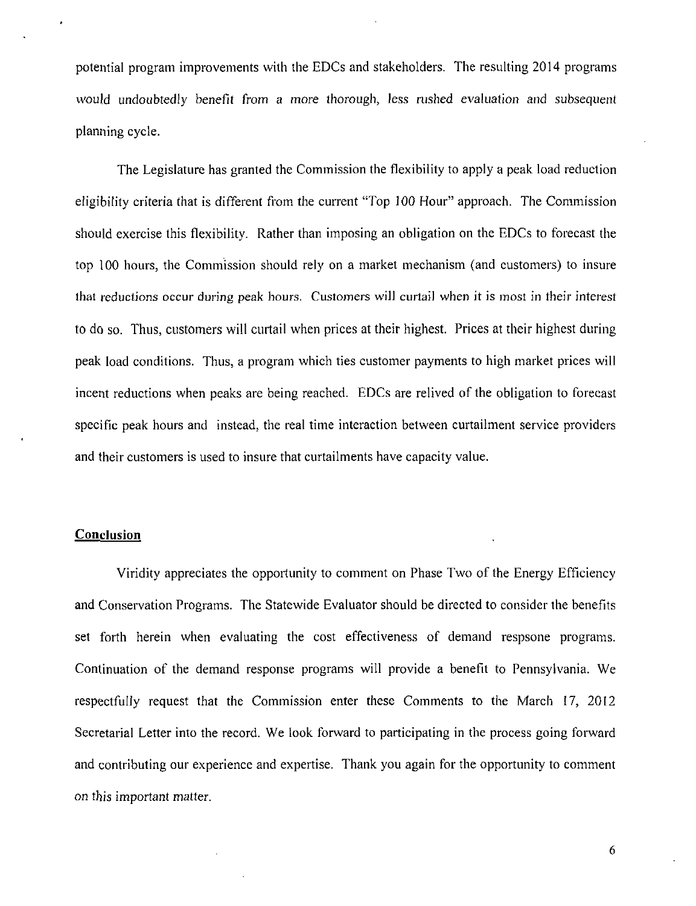potential program improvements with the EDCs and stakeholders. The resulting 2014 programs would undoubtedly benefit from a more thorough, less rushed evaluation and subsequent planning cycle.

The Legislature has granted the Commission the flexibility to apply a peak load reduction eligibility criteria that is different from the current "Top 100 Hour" approach. The Commission should exercise this flexibility. Rather than imposing an obligation on the EDCs to forecast the top 100 hours, the Commission should rely on a market mechanism (and customers) to insure that reductions occur during peak hours. Customers will curtail when it is most in their interest to do so. Thus, customers will curtail when prices at their highest. Prices at their highest during peak load conditions. Thus, a program which ties customer payments to high market prices will incent reductions when peaks are being reached. EDCs are relived of the obligation to forecast specific peak hours and instead, the real time interaction between curtailment service providers and their customers is used to insure that curtailments have capacity value.

## Conclusion

Viridity appreciates the opportunity to comment on Phase Two of the Energy Efficiency and Conservation Programs. The Statewide Evaluator should be directed to consider the benefits set forth herein when evaluating the cost effectiveness of demand respsone programs. Continuation of the demand response programs will provide a benefit to Pennsylvania. We respectfully request that the Commission enter these Comments to the March 17, 2012 Secretarial Letter into the record. We look forward to participating in the process going forward and contributing our experience and expertise. Thank you again for the opportunity to comment on this important matter.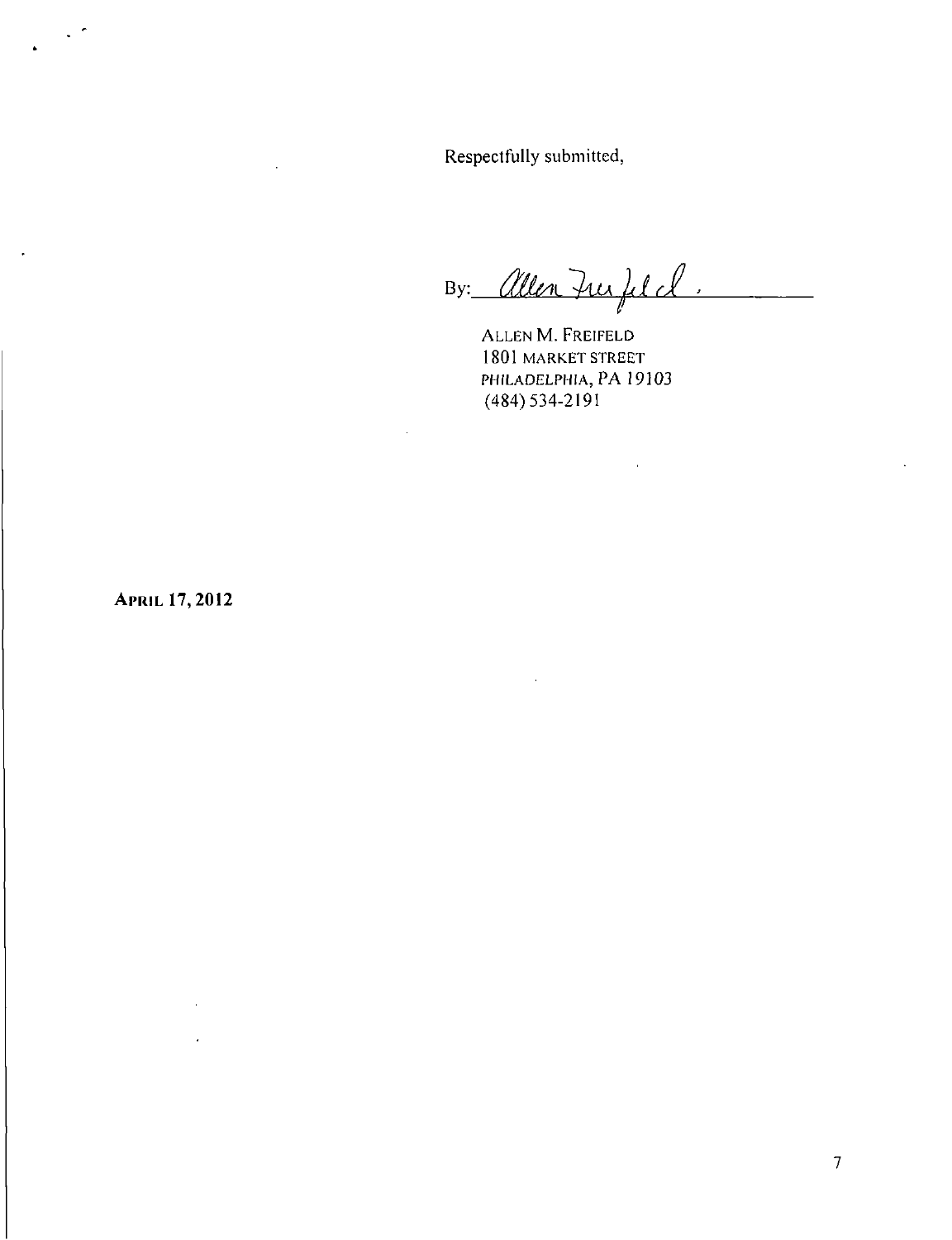Respectfully submitted,

By: *Allen Freifeld.*

ALLEN M. FREIFELD
1801 MARKET STREET
PHILADELPHIA, PA 19103
(484) 534-2191

**APRIL 17, 2012**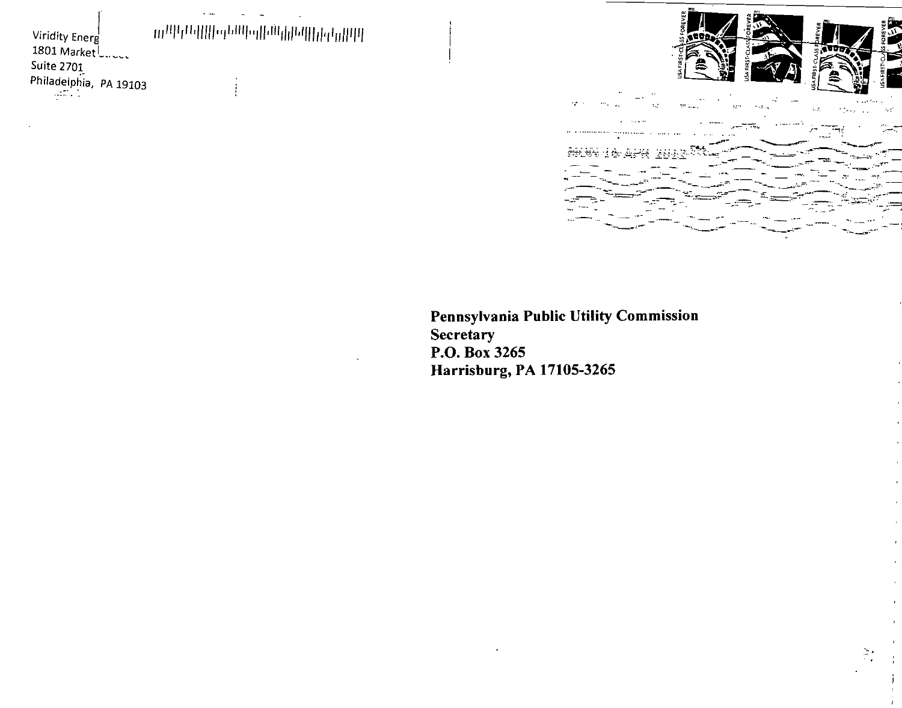Viridity Energ
1801 Market
Suite 2701
Philadelphia, PA 19103

**Pennsylvania Public Utility Commission**
**Secretary**
**P.O. Box 3265**
**Harrisburg, PA 17105-3265**